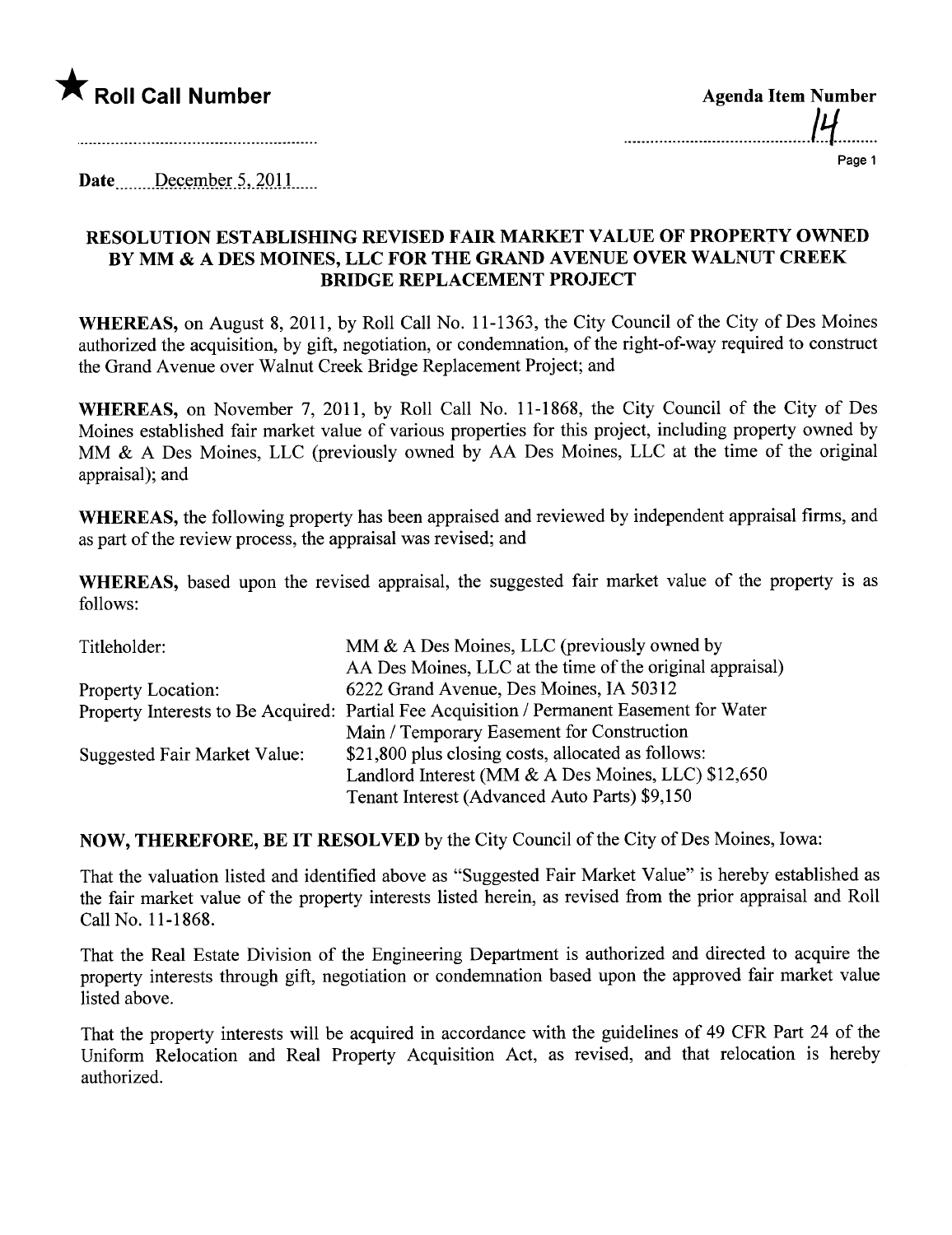★ **Roll Call Number**

**Agenda Item Number**

14

Date December 5, 2011

## RESOLUTION ESTABLISHING REVISED FAIR MARKET VALUE OF PROPERTY OWNED BY MM & A DES MOINES, LLC FOR THE GRAND AVENUE OVER WALNUT CREEK BRIDGE REPLACEMENT PROJECT

**WHEREAS,** on August 8, 2011, by Roll Call No. 11-1363, the City Council of the City of Des Moines authorized the acquisition, by gift, negotiation, or condemnation, of the right-of-way required to construct the Grand Avenue over Walnut Creek Bridge Replacement Project; and

**WHEREAS,** on November 7, 2011, by Roll Call No. 11-1868, the City Council of the City of Des Moines established fair market value of various properties for this project, including property owned by MM & A Des Moines, LLC (previously owned by AA Des Moines, LLC at the time of the original appraisal); and

**WHEREAS,** the following property has been appraised and reviewed by independent appraisal firms, and as part of the review process, the appraisal was revised; and

**WHEREAS,** based upon the revised appraisal, the suggested fair market value of the property is as follows:

| | |
|---|---|
| Titleholder: | MM & A Des Moines, LLC (previously owned by AA Des Moines, LLC at the time of the original appraisal) |
| Property Location: | 6222 Grand Avenue, Des Moines, IA 50312 |
| Property Interests to Be Acquired: | Partial Fee Acquisition / Permanent Easement for Water Main / Temporary Easement for Construction |
| Suggested Fair Market Value: | $21,800 plus closing costs, allocated as follows: Landlord Interest (MM & A Des Moines, LLC) $12,650 Tenant Interest (Advanced Auto Parts) $9,150 |

**NOW, THEREFORE, BE IT RESOLVED** by the City Council of the City of Des Moines, Iowa:

That the valuation listed and identified above as "Suggested Fair Market Value" is hereby established as the fair market value of the property interests listed herein, as revised from the prior appraisal and Roll Call No. 11-1868.

That the Real Estate Division of the Engineering Department is authorized and directed to acquire the property interests through gift, negotiation or condemnation based upon the approved fair market value listed above.

That the property interests will be acquired in accordance with the guidelines of 49 CFR Part 24 of the Uniform Relocation and Real Property Acquisition Act, as revised, and that relocation is hereby authorized.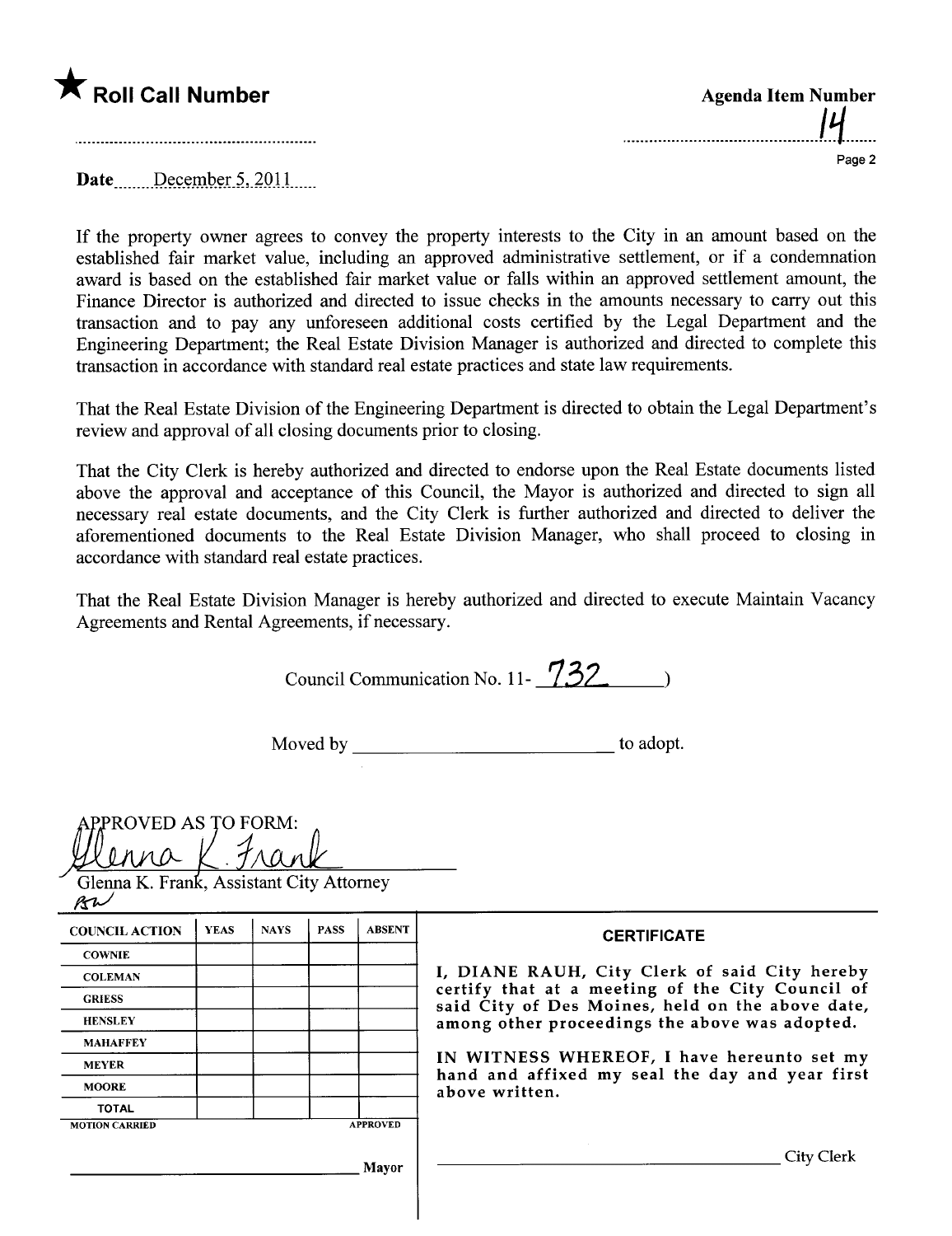★ **Roll Call Number**

**Agenda Item Number**

14

Date December 5, 2011

If the property owner agrees to convey the property interests to the City in an amount based on the established fair market value, including an approved administrative settlement, or if a condemnation award is based on the established fair market value or falls within an approved settlement amount, the Finance Director is authorized and directed to issue checks in the amounts necessary to carry out this transaction and to pay any unforeseen additional costs certified by the Legal Department and the Engineering Department; the Real Estate Division Manager is authorized and directed to complete this transaction in accordance with standard real estate practices and state law requirements.

That the Real Estate Division of the Engineering Department is directed to obtain the Legal Department's review and approval of all closing documents prior to closing.

That the City Clerk is hereby authorized and directed to endorse upon the Real Estate documents listed above the approval and acceptance of this Council, the Mayor is authorized and directed to sign all necessary real estate documents, and the City Clerk is further authorized and directed to deliver the aforementioned documents to the Real Estate Division Manager, who shall proceed to closing in accordance with standard real estate practices.

That the Real Estate Division Manager is hereby authorized and directed to execute Maintain Vacancy Agreements and Rental Agreements, if necessary.

Council Communication No. 11- 732 )

Moved by ______________________ to adopt.

APPROVED AS TO FORM:

Glenna K. Frank

Glenna K. Frank, Assistant City Attorney

| COUNCIL ACTION | YEAS | NAYS | PASS | ABSENT |
|---|---|---|---|---|
| COWNIE | | | | |
| COLEMAN | | | | |
| GRIESS | | | | |
| HENSLEY | | | | |
| MAHAFFEY | | | | |
| MEYER | | | | |
| MOORE | | | | |
| TOTAL | | | | |

MOTION CARRIED APPROVED

______________________ Mayor

**CERTIFICATE**

I, DIANE RAUH, City Clerk of said City hereby certify that at a meeting of the City Council of said City of Des Moines, held on the above date, among other proceedings the above was adopted.

IN WITNESS WHEREOF, I have hereunto set my hand and affixed my seal the day and year first above written.

______________________ City Clerk